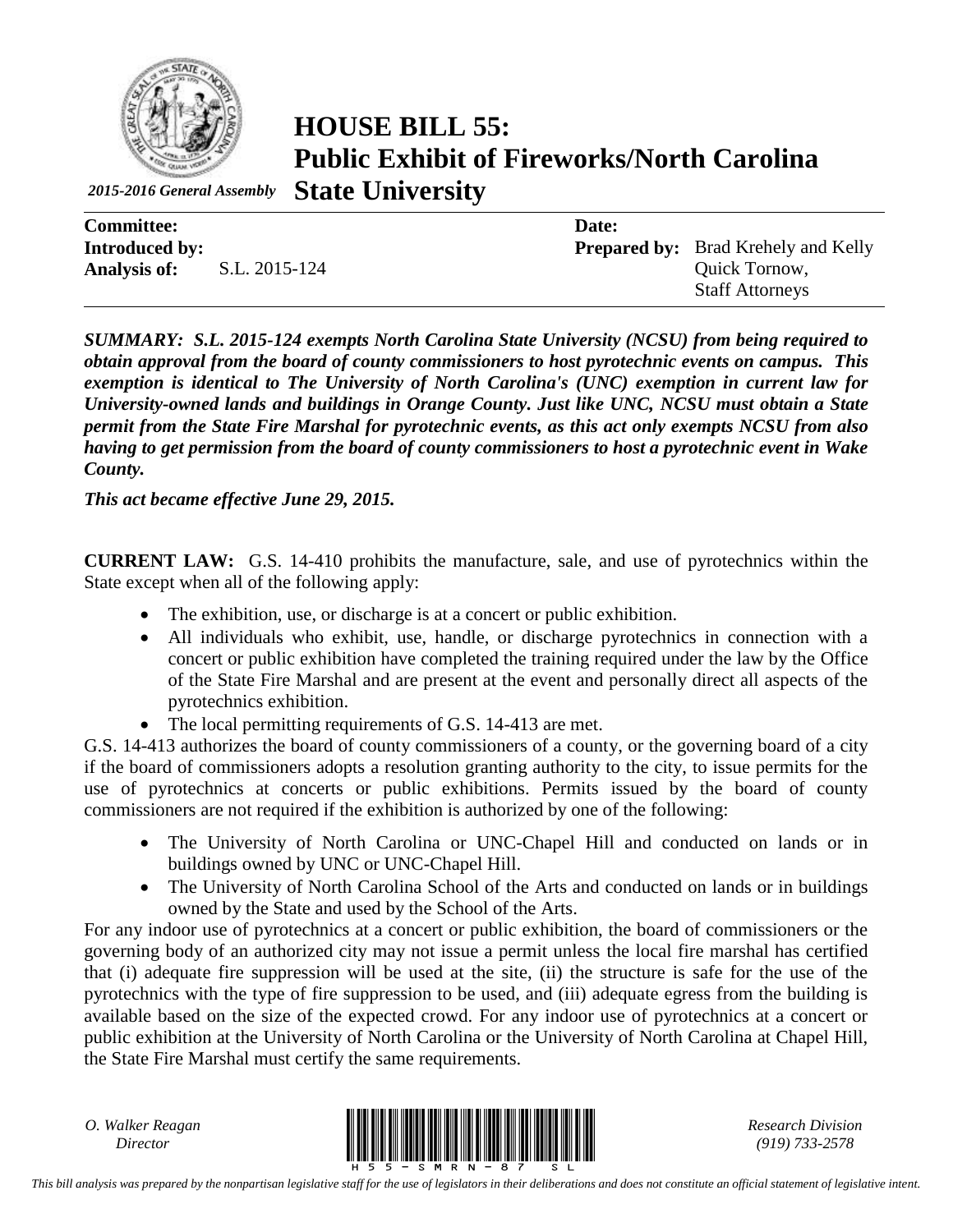# HOUSE BILL 55: Public Exhibit of Fireworks/North Carolina State University

*2015-2016 General Assembly*

| | | | |
|---|---|---|---|
| **Committee:** | | **Date:** | |
| **Introduced by:** | | **Prepared by:** | Brad Krehely and Kelly Quick Tornow, Staff Attorneys |
| **Analysis of:** | S.L. 2015-124 | | |

***SUMMARY: S.L. 2015-124 exempts North Carolina State University (NCSU) from being required to obtain approval from the board of county commissioners to host pyrotechnic events on campus. This exemption is identical to The University of North Carolina's (UNC) exemption in current law for University-owned lands and buildings in Orange County. Just like UNC, NCSU must obtain a State permit from the State Fire Marshal for pyrotechnic events, as this act only exempts NCSU from also having to get permission from the board of county commissioners to host a pyrotechnic event in Wake County.***

***This act became effective June 29, 2015.***

**CURRENT LAW:** G.S. 14-410 prohibits the manufacture, sale, and use of pyrotechnics within the State except when all of the following apply:

- The exhibition, use, or discharge is at a concert or public exhibition.
- All individuals who exhibit, use, handle, or discharge pyrotechnics in connection with a concert or public exhibition have completed the training required under the law by the Office of the State Fire Marshal and are present at the event and personally direct all aspects of the pyrotechnics exhibition.
- The local permitting requirements of G.S. 14-413 are met.

G.S. 14-413 authorizes the board of county commissioners of a county, or the governing board of a city if the board of commissioners adopts a resolution granting authority to the city, to issue permits for the use of pyrotechnics at concerts or public exhibitions. Permits issued by the board of county commissioners are not required if the exhibition is authorized by one of the following:

- The University of North Carolina or UNC-Chapel Hill and conducted on lands or in buildings owned by UNC or UNC-Chapel Hill.
- The University of North Carolina School of the Arts and conducted on lands or in buildings owned by the State and used by the School of the Arts.

For any indoor use of pyrotechnics at a concert or public exhibition, the board of commissioners or the governing body of an authorized city may not issue a permit unless the local fire marshal has certified that (i) adequate fire suppression will be used at the site, (ii) the structure is safe for the use of the pyrotechnics with the type of fire suppression to be used, and (iii) adequate egress from the building is available based on the size of the expected crowd. For any indoor use of pyrotechnics at a concert or public exhibition at the University of North Carolina or the University of North Carolina at Chapel Hill, the State Fire Marshal must certify the same requirements.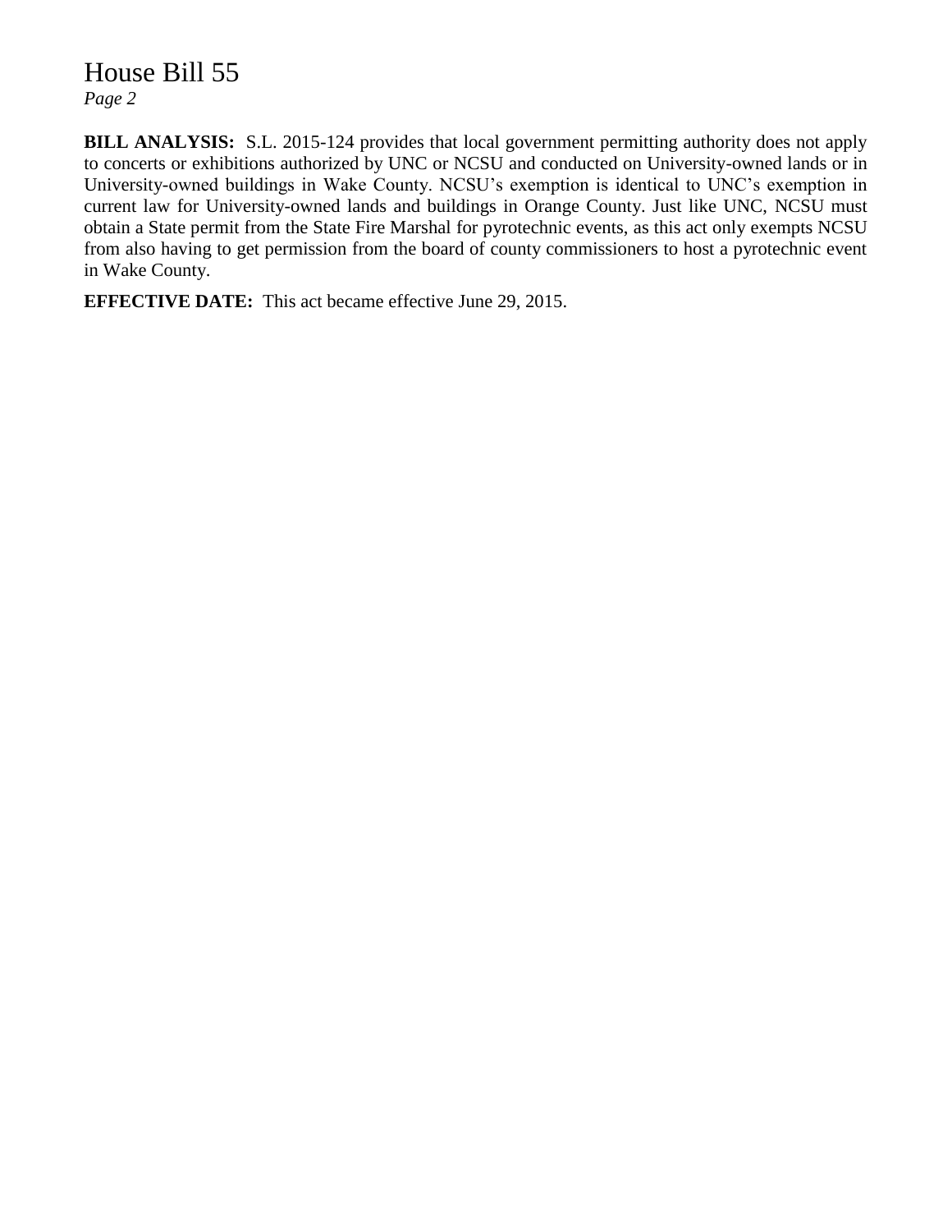**BILL ANALYSIS:** S.L. 2015-124 provides that local government permitting authority does not apply to concerts or exhibitions authorized by UNC or NCSU and conducted on University-owned lands or in University-owned buildings in Wake County. NCSU's exemption is identical to UNC's exemption in current law for University-owned lands and buildings in Orange County. Just like UNC, NCSU must obtain a State permit from the State Fire Marshal for pyrotechnic events, as this act only exempts NCSU from also having to get permission from the board of county commissioners to host a pyrotechnic event in Wake County.

**EFFECTIVE DATE:** This act became effective June 29, 2015.